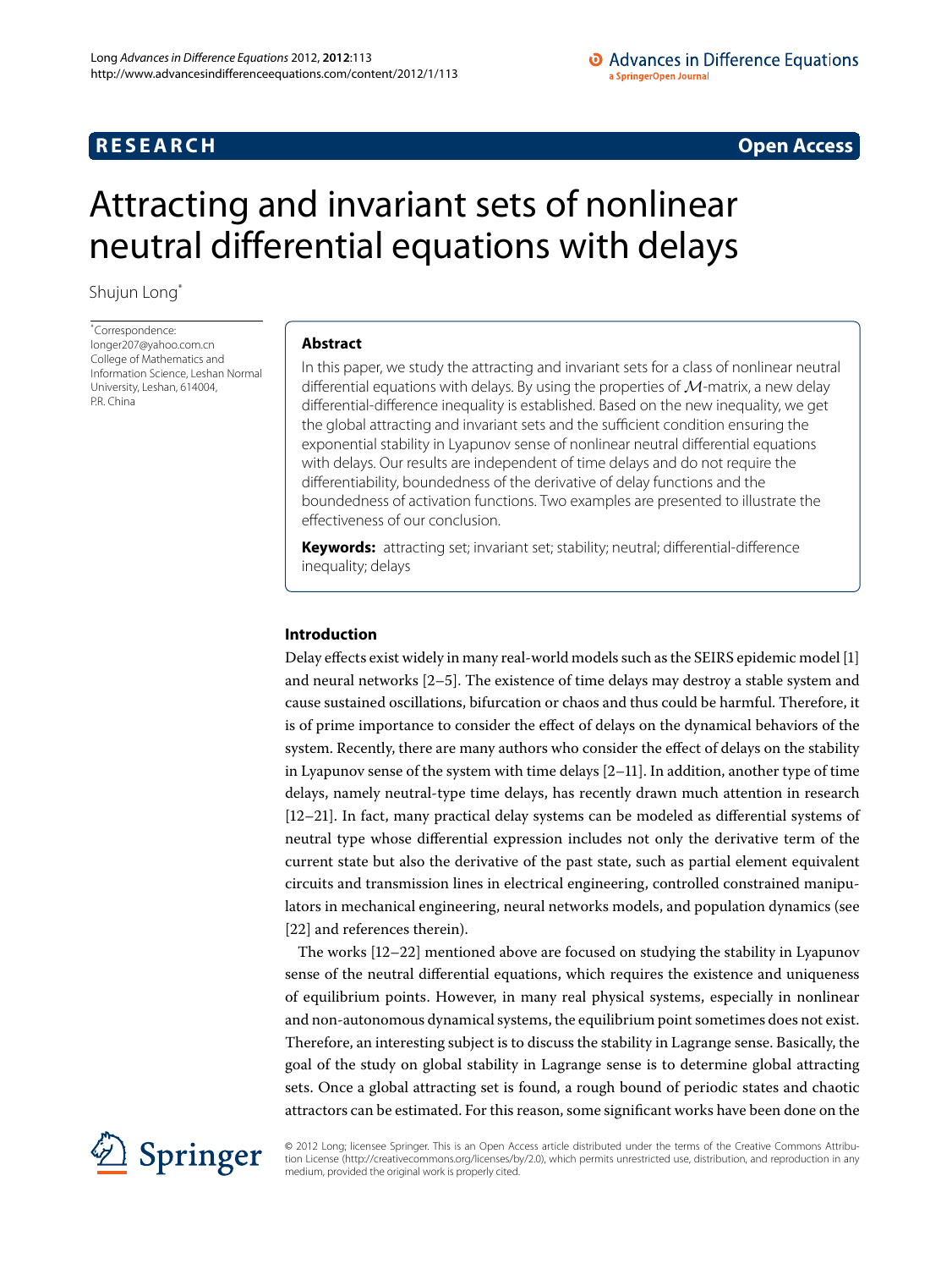**RESEARCH** **Open Access**

# Attracting and invariant sets of nonlinear neutral differential equations with delays

Shujun Long*

*Correspondence: longer207@yahoo.com.cn
College of Mathematics and Information Science, Leshan Normal University, Leshan, 614004, P.R. China

## Abstract

In this paper, we study the attracting and invariant sets for a class of nonlinear neutral differential equations with delays. By using the properties of $\mathcal{M}$-matrix, a new delay differential-difference inequality is established. Based on the new inequality, we get the global attracting and invariant sets and the sufficient condition ensuring the exponential stability in Lyapunov sense of nonlinear neutral differential equations with delays. Our results are independent of time delays and do not require the differentiability, boundedness of the derivative of delay functions and the boundedness of activation functions. Two examples are presented to illustrate the effectiveness of our conclusion.

**Keywords:** attracting set; invariant set; stability; neutral; differential-difference inequality; delays

## Introduction

Delay effects exist widely in many real-world models such as the SEIRS epidemic model [1] and neural networks [2–5]. The existence of time delays may destroy a stable system and cause sustained oscillations, bifurcation or chaos and thus could be harmful. Therefore, it is of prime importance to consider the effect of delays on the dynamical behaviors of the system. Recently, there are many authors who consider the effect of delays on the stability in Lyapunov sense of the system with time delays [2–11]. In addition, another type of time delays, namely neutral-type time delays, has recently drawn much attention in research [12–21]. In fact, many practical delay systems can be modeled as differential systems of neutral type whose differential expression includes not only the derivative term of the current state but also the derivative of the past state, such as partial element equivalent circuits and transmission lines in electrical engineering, controlled constrained manipulators in mechanical engineering, neural networks models, and population dynamics (see [22] and references therein).

The works [12–22] mentioned above are focused on studying the stability in Lyapunov sense of the neutral differential equations, which requires the existence and uniqueness of equilibrium points. However, in many real physical systems, especially in nonlinear and non-autonomous dynamical systems, the equilibrium point sometimes does not exist. Therefore, an interesting subject is to discuss the stability in Lagrange sense. Basically, the goal of the study on global stability in Lagrange sense is to determine global attracting sets. Once a global attracting set is found, a rough bound of periodic states and chaotic attractors can be estimated. For this reason, some significant works have been done on the

© 2012 Long; licensee Springer. This is an Open Access article distributed under the terms of the Creative Commons Attribution License (http://creativecommons.org/licenses/by/2.0), which permits unrestricted use, distribution, and reproduction in any medium, provided the original work is properly cited.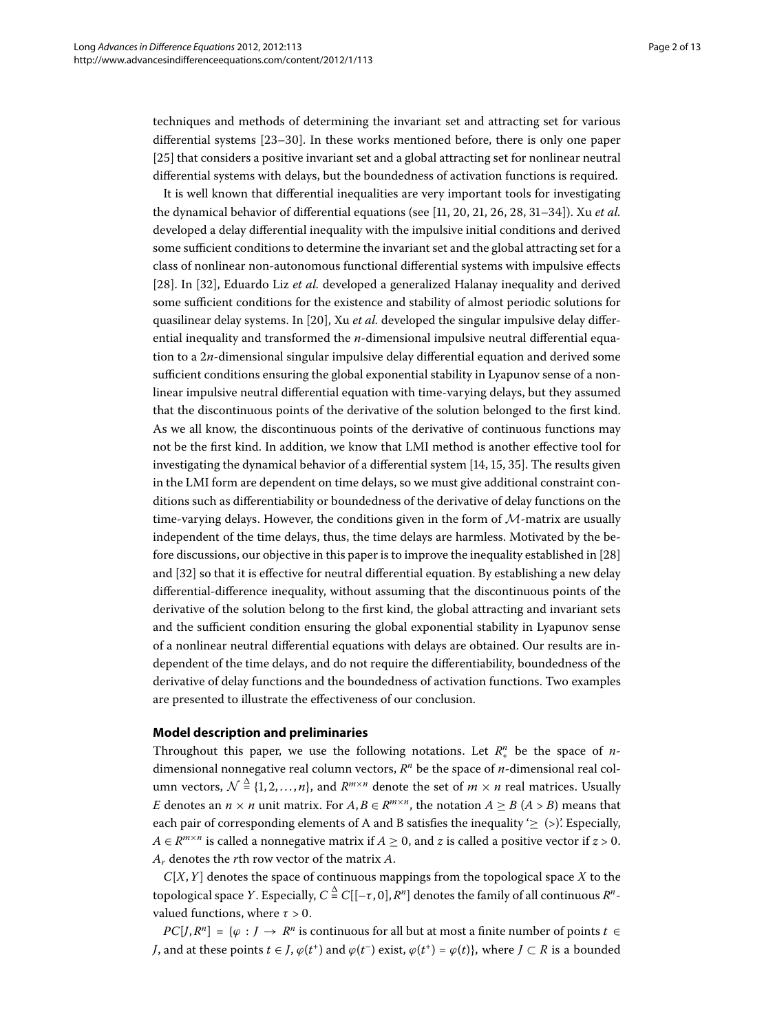techniques and methods of determining the invariant set and attracting set for various differential systems [23–30]. In these works mentioned before, there is only one paper [25] that considers a positive invariant set and a global attracting set for nonlinear neutral differential systems with delays, but the boundedness of activation functions is required.

It is well known that differential inequalities are very important tools for investigating the dynamical behavior of differential equations (see [11, 20, 21, 26, 28, 31–34]). Xu *et al.* developed a delay differential inequality with the impulsive initial conditions and derived some sufficient conditions to determine the invariant set and the global attracting set for a class of nonlinear non-autonomous functional differential systems with impulsive effects [28]. In [32], Eduardo Liz *et al.* developed a generalized Halanay inequality and derived some sufficient conditions for the existence and stability of almost periodic solutions for quasilinear delay systems. In [20], Xu *et al.* developed the singular impulsive delay differential inequality and transformed the $n$-dimensional impulsive neutral differential equation to a $2n$-dimensional singular impulsive delay differential equation and derived some sufficient conditions ensuring the global exponential stability in Lyapunov sense of a nonlinear impulsive neutral differential equation with time-varying delays, but they assumed that the discontinuous points of the derivative of the solution belonged to the first kind. As we all know, the discontinuous points of the derivative of continuous functions may not be the first kind. In addition, we know that LMI method is another effective tool for investigating the dynamical behavior of a differential system [14, 15, 35]. The results given in the LMI form are dependent on time delays, so we must give additional constraint conditions such as differentiability or boundedness of the derivative of delay functions on the time-varying delays. However, the conditions given in the form of $\mathcal{M}$-matrix are usually independent of the time delays, thus, the time delays are harmless. Motivated by the before discussions, our objective in this paper is to improve the inequality established in [28] and [32] so that it is effective for neutral differential equation. By establishing a new delay differential-difference inequality, without assuming that the discontinuous points of the derivative of the solution belong to the first kind, the global attracting and invariant sets and the sufficient condition ensuring the global exponential stability in Lyapunov sense of a nonlinear neutral differential equations with delays are obtained. Our results are independent of the time delays, and do not require the differentiability, boundedness of the derivative of delay functions and the boundedness of activation functions. Two examples are presented to illustrate the effectiveness of our conclusion.

## Model description and preliminaries

Throughout this paper, we use the following notations. Let $R_+^n$ be the space of $n$-dimensional nonnegative real column vectors, $R^n$ be the space of $n$-dimensional real column vectors, $\mathcal{N} \stackrel{\Delta}{=} \{1, 2, \ldots, n\}$, and $R^{m\times n}$ denote the set of $m \times n$ real matrices. Usually $E$ denotes an $n \times n$ unit matrix. For $A, B \in R^{m\times n}$, the notation $A \geq B$ ($A > B$) means that each pair of corresponding elements of A and B satisfies the inequality '$\geq$ ($>$)'. Especially, $A \in R^{m\times n}$ is called a nonnegative matrix if $A \geq 0$, and $z$ is called a positive vector if $z > 0$. $A_r$ denotes the $r$th row vector of the matrix $A$.

$C[X, Y]$ denotes the space of continuous mappings from the topological space $X$ to the topological space $Y$. Especially, $C \stackrel{\Delta}{=} C[[-\tau, 0], R^n]$ denotes the family of all continuous $R^n$-valued functions, where $\tau > 0$.

$PC[J, R^n] = \{\varphi : J \to R^n$ is continuous for all but at most a finite number of points $t \in J$, and at these points $t \in J$, $\varphi(t^+)$ and $\varphi(t^-)$ exist, $\varphi(t^+) = \varphi(t)\}$, where $J \subset R$ is a bounded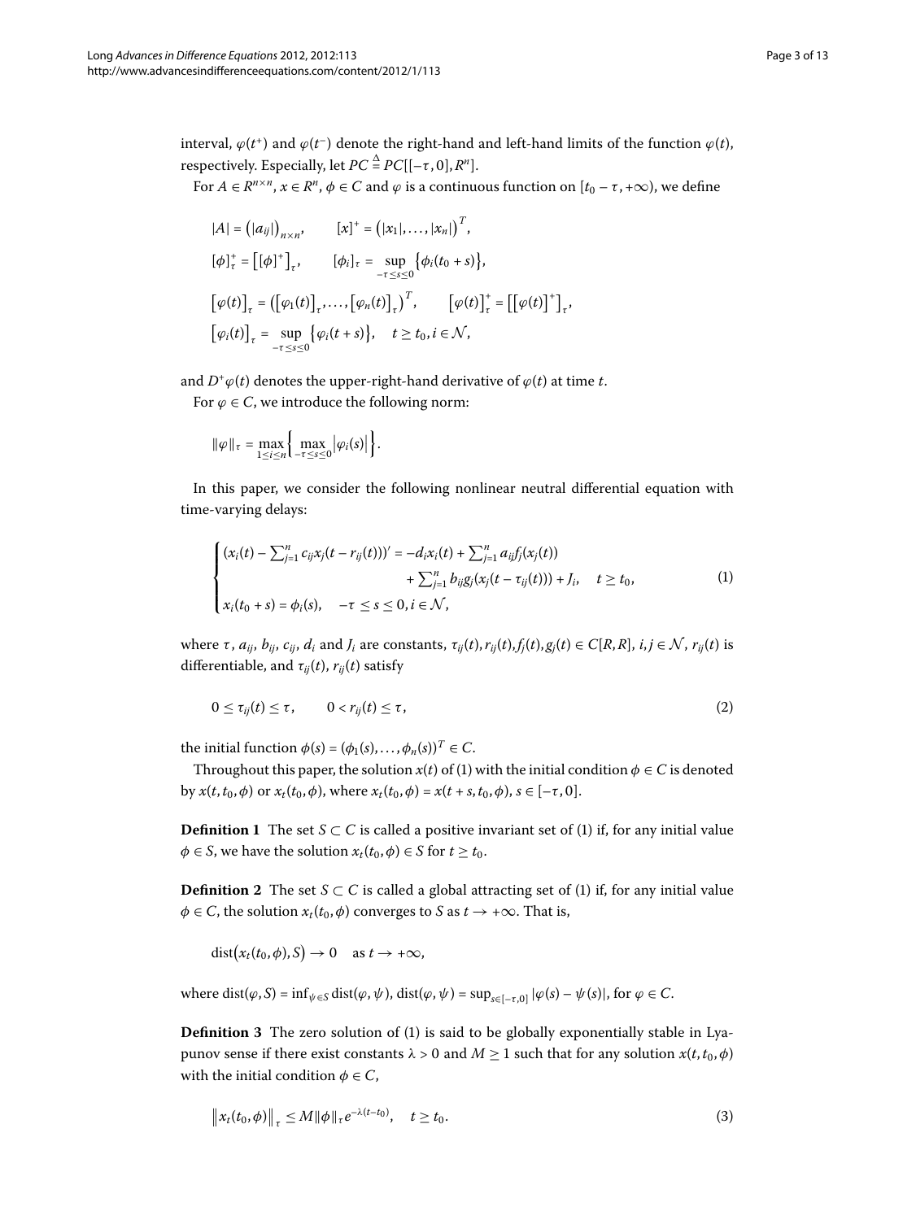interval, $\varphi(t^+)$ and $\varphi(t^-)$ denote the right-hand and left-hand limits of the function $\varphi(t)$, respectively. Especially, let $PC \overset{\Delta}{=} PC[[-\tau, 0], R^n]$.

For $A \in R^{n\times n}$, $x \in R^n$, $\phi \in C$ and $\varphi$ is a continuous function on $[t_0 - \tau, +\infty)$, we define

$$
\begin{aligned}
&|A| = \left(|a_{ij}|\right)_{n\times n}, \qquad [x]^+ = \left(|x_1|, \ldots, |x_n|\right)^T, \\
&[\phi]^+_\tau = \left[[\phi]^+\right]_\tau, \qquad [\phi_i]_\tau = \sup_{-\tau\le s\le 0}\left\{\phi_i(t_0 + s)\right\}, \\
&\left[\varphi(t)\right]_\tau = \left(\left[\varphi_1(t)\right]_\tau, \ldots, \left[\varphi_n(t)\right]_\tau\right)^T, \qquad \left[\varphi(t)\right]^+_\tau = \left[\left[\varphi(t)\right]^+\right]_\tau, \\
&\left[\varphi_i(t)\right]_\tau = \sup_{-\tau\le s\le 0}\left\{\varphi_i(t+s)\right\}, \quad t \ge t_0, i \in \mathcal{N},
\end{aligned}
$$

and $D^+\varphi(t)$ denotes the upper-right-hand derivative of $\varphi(t)$ at time $t$.

For $\varphi \in C$, we introduce the following norm:

$$
\|\varphi\|_\tau = \max_{1\le i\le n}\left\{\max_{-\tau\le s\le 0}\left|\varphi_i(s)\right|\right\}.
$$

In this paper, we consider the following nonlinear neutral differential equation with time-varying delays:

$$
\begin{cases}
\left(x_i(t) - \sum_{j=1}^n c_{ij}x_j(t - r_{ij}(t))\right)' = -d_ix_i(t) + \sum_{j=1}^n a_{ij}f_j(x_j(t)) \\
\qquad\qquad\qquad\qquad + \sum_{j=1}^n b_{ij}g_j(x_j(t - \tau_{ij}(t))) + J_i, \quad t \ge t_0, \\
x_i(t_0 + s) = \phi_i(s), \quad -\tau \le s \le 0, i \in \mathcal{N},
\end{cases} \tag{1}
$$

where $\tau$, $a_{ij}$, $b_{ij}$, $c_{ij}$, $d_i$ and $J_i$ are constants, $\tau_{ij}(t), r_{ij}(t), f_j(t), g_j(t) \in C[R, R]$, $i, j \in \mathcal{N}$, $r_{ij}(t)$ is differentiable, and $\tau_{ij}(t)$, $r_{ij}(t)$ satisfy

$$
0 \le \tau_{ij}(t) \le \tau, \qquad 0 < r_{ij}(t) \le \tau, \tag{2}
$$

the initial function $\phi(s) = (\phi_1(s), \ldots, \phi_n(s))^T \in C$.

Throughout this paper, the solution $x(t)$ of (1) with the initial condition $\phi \in C$ is denoted by $x(t, t_0, \phi)$ or $x_t(t_0, \phi)$, where $x_t(t_0, \phi) = x(t + s, t_0, \phi)$, $s \in [-\tau, 0]$.

**Definition 1** The set $S \subset C$ is called a positive invariant set of (1) if, for any initial value $\phi \in S$, we have the solution $x_t(t_0, \phi) \in S$ for $t \ge t_0$.

**Definition 2** The set $S \subset C$ is called a global attracting set of (1) if, for any initial value $\phi \in C$, the solution $x_t(t_0, \phi)$ converges to $S$ as $t \to +\infty$. That is,

$$
\operatorname{dist}\left(x_t(t_0, \phi), S\right) \to 0 \quad \text{as } t \to +\infty,
$$

where $\operatorname{dist}(\varphi, S) = \inf_{\psi\in S}\operatorname{dist}(\varphi, \psi)$, $\operatorname{dist}(\varphi, \psi) = \sup_{s\in[-\tau,0]}|\varphi(s) - \psi(s)|$, for $\varphi \in C$.

**Definition 3** The zero solution of (1) is said to be globally exponentially stable in Lyapunov sense if there exist constants $\lambda > 0$ and $M \ge 1$ such that for any solution $x(t, t_0, \phi)$ with the initial condition $\phi \in C$,

$$
\left\|x_t(t_0, \phi)\right\|_\tau \le M\|\phi\|_\tau e^{-\lambda(t-t_0)}, \quad t \ge t_0. \tag{3}
$$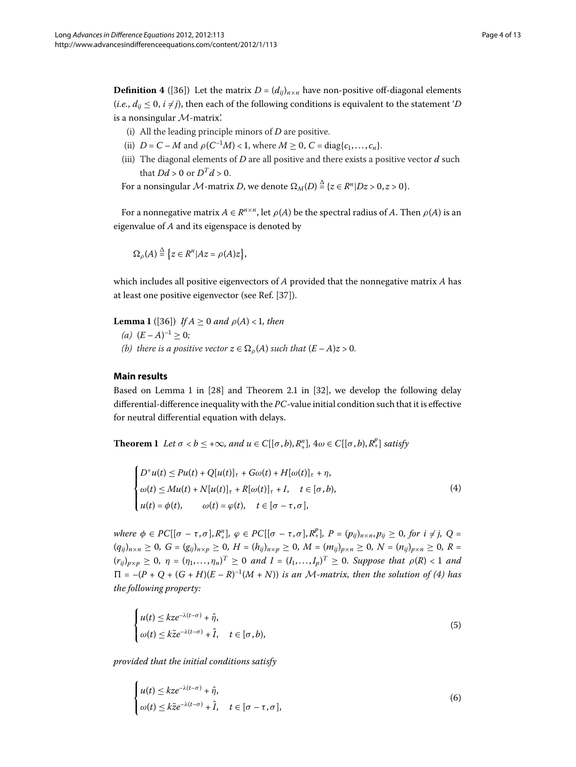**Definition 4** ([36]) Let the matrix $D = (d_{ij})_{n\times n}$ have non-positive off-diagonal elements (*i.e.*, $d_{ij} \leq 0$, $i \neq j$), then each of the following conditions is equivalent to the statement '$D$ is a nonsingular $\mathcal{M}$-matrix'.

(i) All the leading principle minors of $D$ are positive.

(ii) $D = C - M$ and $\rho(C^{-1}M) < 1$, where $M \geq 0$, $C = \mathrm{diag}\{c_1, \ldots, c_n\}$.

(iii) The diagonal elements of $D$ are all positive and there exists a positive vector $d$ such that $Dd > 0$ or $D^T d > 0$.

For a nonsingular $\mathcal{M}$-matrix $D$, we denote $\Omega_M(D) \stackrel{\Delta}{=} \{z \in R^n | Dz > 0, z > 0\}$.

For a nonnegative matrix $A \in R^{n\times n}$, let $\rho(A)$ be the spectral radius of $A$. Then $\rho(A)$ is an eigenvalue of $A$ and its eigenspace is denoted by

$$\Omega_\rho(A) \stackrel{\Delta}{=} \{z \in R^n | Az = \rho(A)z\},$$

which includes all positive eigenvectors of $A$ provided that the nonnegative matrix $A$ has at least one positive eigenvector (see Ref. [37]).

**Lemma 1** ([36]) *If $A \geq 0$ and $\rho(A) < 1$, then*

*(a) $(E - A)^{-1} \geq 0$;*

*(b) there is a positive vector $z \in \Omega_\rho(A)$ such that $(E - A)z > 0$.*

## Main results

Based on Lemma 1 in [28] and Theorem 2.1 in [32], we develop the following delay differential-difference inequality with the $PC$-value initial condition such that it is effective for neutral differential equation with delays.

**Theorem 1** *Let $\sigma < b \leq +\infty$, and $u \in C[[\sigma, b), R^n_+]$, $4\omega \in C[[\sigma, b), R^p_+]$ satisfy*

$$\begin{cases} D^+u(t) \leq Pu(t) + Q[u(t)]_\tau + G\omega(t) + H[\omega(t)]_\tau + \eta, \\ \omega(t) \leq Mu(t) + N[u(t)]_\tau + R[\omega(t)]_\tau + I, \quad t \in [\sigma, b), \\ u(t) = \phi(t), \qquad \omega(t) = \varphi(t), \quad t \in [\sigma - \tau, \sigma], \end{cases} \tag{4}$$

*where $\phi \in PC[[\sigma - \tau, \sigma], R^n_+]$, $\varphi \in PC[[\sigma - \tau, \sigma], R^p_+]$, $P = (p_{ij})_{n\times n}, p_{ij} \geq 0$, for $i \neq j$, $Q = (q_{ij})_{n\times n} \geq 0$, $G = (g_{ij})_{n\times p} \geq 0$, $H = (h_{ij})_{n\times p} \geq 0$, $M = (m_{ij})_{p\times n} \geq 0$, $N = (n_{ij})_{p\times n} \geq 0$, $R = (r_{ij})_{p\times p} \geq 0$, $\eta = (\eta_1, \ldots, \eta_n)^T \geq 0$ and $I = (I_1, \ldots, I_p)^T \geq 0$. Suppose that $\rho(R) < 1$ and $\Pi = -(P + Q + (G + H)(E - R)^{-1}(M + N))$ is an $\mathcal{M}$-matrix, then the solution of (4) has the following property:*

$$\begin{cases} u(t) \leq kze^{-\lambda(t-\sigma)} + \hat{\eta}, \\ \omega(t) \leq k\tilde{z}e^{-\lambda(t-\sigma)} + \hat{I}, \quad t \in [\sigma, b), \end{cases} \tag{5}$$

*provided that the initial conditions satisfy*

$$\begin{cases} u(t) \leq kze^{-\lambda(t-\sigma)} + \hat{\eta}, \\ \omega(t) \leq k\tilde{z}e^{-\lambda(t-\sigma)} + \hat{I}, \quad t \in [\sigma - \tau, \sigma], \end{cases} \tag{6}$$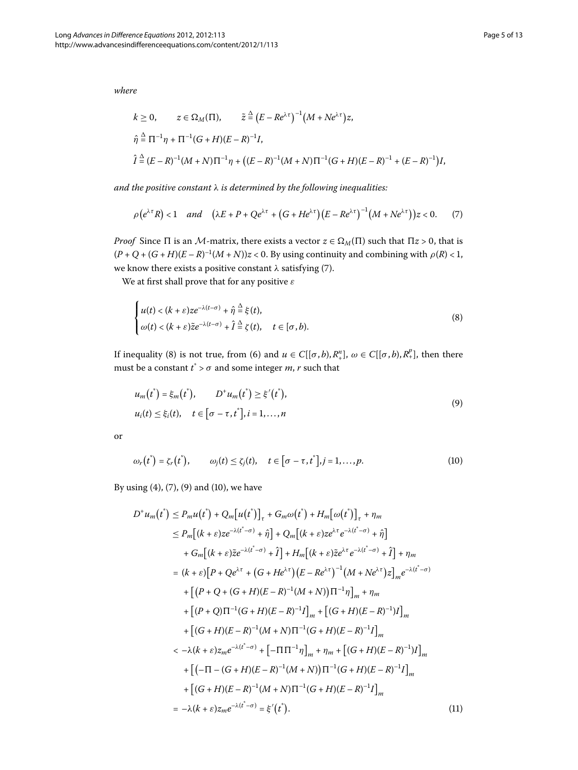*where*

$$
\begin{aligned}
&k \geq 0, \qquad z \in \Omega_M(\Pi), \qquad \tilde{z} \stackrel{\Delta}{=} \left(E - Re^{\lambda\tau}\right)^{-1}\left(M + Ne^{\lambda\tau}\right)z, \\
&\hat{\eta} \stackrel{\Delta}{=} \Pi^{-1}\eta + \Pi^{-1}(G + H)(E - R)^{-1}I, \\
&\hat{I} \stackrel{\Delta}{=} (E - R)^{-1}(M + N)\Pi^{-1}\eta + \left((E - R)^{-1}(M + N)\Pi^{-1}(G + H)(E - R)^{-1} + (E - R)^{-1}\right)I,
\end{aligned}
$$

*and the positive constant* $\lambda$ *is determined by the following inequalities:*

$$
\rho\left(e^{\lambda\tau}R\right) < 1 \quad \text{and} \quad \left(\lambda E + P + Qe^{\lambda\tau} + \left(G + He^{\lambda\tau}\right)\left(E - Re^{\lambda\tau}\right)^{-1}\left(M + Ne^{\lambda\tau}\right)\right)z < 0. \tag{7}
$$

*Proof* Since $\Pi$ is an $\mathcal{M}$-matrix, there exists a vector $z \in \Omega_M(\Pi)$ such that $\Pi z > 0$, that is $(P + Q + (G + H)(E - R)^{-1}(M + N))z < 0$. By using continuity and combining with $\rho(R) < 1$, we know there exists a positive constant $\lambda$ satisfying (7).

We at first shall prove that for any positive $\varepsilon$

$$
\begin{cases}
u(t) < (k + \varepsilon)ze^{-\lambda(t-\sigma)} + \hat{\eta} \stackrel{\Delta}{=} \xi(t), \\
\omega(t) < (k + \varepsilon)\tilde{z}e^{-\lambda(t-\sigma)} + \hat{I} \stackrel{\Delta}{=} \zeta(t), \quad t \in [\sigma, b).
\end{cases} \tag{8}
$$

If inequality (8) is not true, from (6) and $u \in C[[\sigma, b), R_+^n]$, $\omega \in C[[\sigma, b), R_+^p]$, then there must be a constant $t^* > \sigma$ and some integer $m$, $r$ such that

$$
\begin{aligned}
&u_m\left(t^*\right) = \xi_m\left(t^*\right), \qquad D^+u_m\left(t^*\right) \geq \xi'\left(t^*\right), \\
&u_i(t) \leq \xi_i(t), \quad t \in \left[\sigma - \tau, t^*\right], i = 1, \dots, n
\end{aligned} \tag{9}
$$

or

$$
\omega_r\left(t^*\right) = \zeta_r\left(t^*\right), \qquad \omega_j(t) \leq \zeta_j(t), \quad t \in \left[\sigma - \tau, t^*\right], j = 1, \dots, p. \tag{10}
$$

By using (4), (7), (9) and (10), we have

$$
\begin{aligned}
D^+u_m\left(t^*\right) &\leq P_m u\left(t^*\right) + Q_m\left[u\left(t^*\right)\right]_\tau + G_m\omega\left(t^*\right) + H_m\left[\omega\left(t^*\right)\right]_\tau + \eta_m \\
&\leq P_m\left[(k + \varepsilon)ze^{-\lambda(t^*-\sigma)} + \hat{\eta}\right] + Q_m\left[(k + \varepsilon)ze^{\lambda\tau}e^{-\lambda(t^*-\sigma)} + \hat{\eta}\right] \\
&\quad + G_m\left[(k + \varepsilon)\tilde{z}e^{-\lambda(t^*-\sigma)} + \hat{I}\right] + H_m\left[(k + \varepsilon)\tilde{z}e^{\lambda\tau}e^{-\lambda(t^*-\sigma)} + \hat{I}\right] + \eta_m \\
&= (k + \varepsilon)\left[P + Qe^{\lambda\tau} + \left(G + He^{\lambda\tau}\right)\left(E - Re^{\lambda\tau}\right)^{-1}\left(M + Ne^{\lambda\tau}\right)z\right]_m e^{-\lambda(t^*-\sigma)} \\
&\quad + \left[\left(P + Q + (G + H)(E - R)^{-1}(M + N)\right)\Pi^{-1}\eta\right]_m + \eta_m \\
&\quad + \left[(P + Q)\Pi^{-1}(G + H)(E - R)^{-1}I\right]_m + \left[(G + H)(E - R)^{-1})I\right]_m \\
&\quad + \left[(G + H)(E - R)^{-1}(M + N)\Pi^{-1}(G + H)(E - R)^{-1}I\right]_m \\
&< -\lambda(k + \varepsilon)z_m e^{-\lambda(t^*-\sigma)} + \left[-\Pi\Pi^{-1}\eta\right]_m + \eta_m + \left[(G + H)(E - R)^{-1})I\right]_m \\
&\quad + \left[\left(-\Pi - (G + H)(E - R)^{-1}(M + N)\right)\Pi^{-1}(G + H)(E - R)^{-1}I\right]_m \\
&\quad + \left[(G + H)(E - R)^{-1}(M + N)\Pi^{-1}(G + H)(E - R)^{-1}I\right]_m \\
&= -\lambda(k + \varepsilon)z_m e^{-\lambda(t^*-\sigma)} = \xi'\left(t^*\right).
\end{aligned} \tag{11}
$$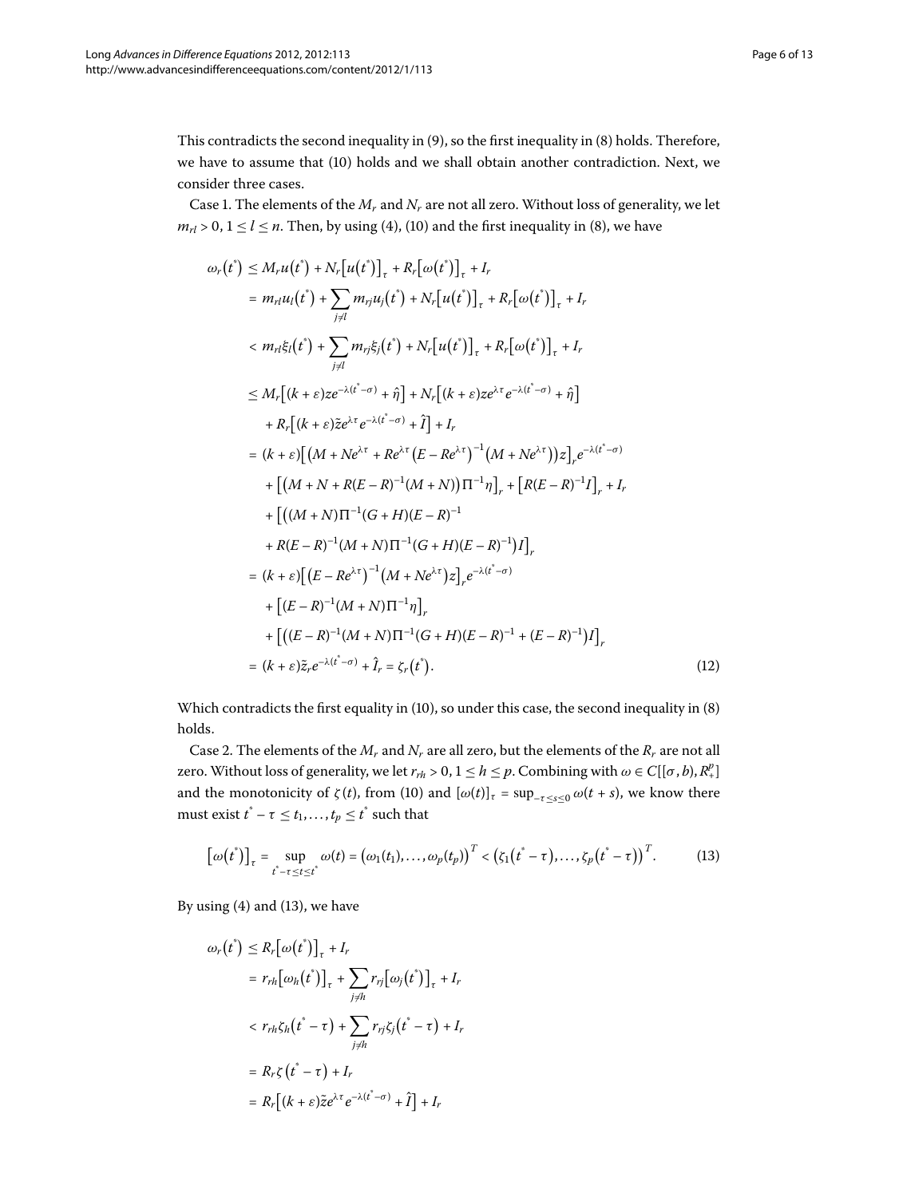This contradicts the second inequality in (9), so the first inequality in (8) holds. Therefore, we have to assume that (10) holds and we shall obtain another contradiction. Next, we consider three cases.

Case 1. The elements of the $M_r$ and $N_r$ are not all zero. Without loss of generality, we let $m_{rl} > 0$, $1 \le l \le n$. Then, by using (4), (10) and the first inequality in (8), we have

$$
\begin{aligned}
\omega_r(t^*) &\le M_r u(t^*) + N_r[u(t^*)]_\tau + R_r[\omega(t^*)]_\tau + I_r \\
&= m_{rl}u_l(t^*) + \sum_{j \ne l} m_{rj}u_j(t^*) + N_r[u(t^*)]_\tau + R_r[\omega(t^*)]_\tau + I_r \\
&< m_{rl}\xi_l(t^*) + \sum_{j \ne l} m_{rj}\xi_j(t^*) + N_r[u(t^*)]_\tau + R_r[\omega(t^*)]_\tau + I_r \\
&\le M_r\big[(k+\varepsilon)ze^{-\lambda(t^*-\sigma)} + \hat{\eta}\big] + N_r\big[(k+\varepsilon)ze^{\lambda\tau}e^{-\lambda(t^*-\sigma)} + \hat{\eta}\big] \\
&\quad + R_r\big[(k+\varepsilon)\tilde{z}e^{\lambda\tau}e^{-\lambda(t^*-\sigma)} + \hat{I}\big] + I_r \\
&= (k+\varepsilon)\big[\big(M + Ne^{\lambda\tau} + Re^{\lambda\tau}\big(E - Re^{\lambda\tau}\big)^{-1}\big(M + Ne^{\lambda\tau}\big)\big)z\big]_r e^{-\lambda(t^*-\sigma)} \\
&\quad + \big[\big(M + N + R(E-R)^{-1}(M+N)\big)\Pi^{-1}\eta\big]_r + \big[R(E-R)^{-1}I\big]_r + I_r \\
&\quad + \big[\big((M+N)\Pi^{-1}(G+H)(E-R)^{-1} \\
&\quad + R(E-R)^{-1}(M+N)\Pi^{-1}(G+H)(E-R)^{-1}\big)I\big]_r \\
&= (k+\varepsilon)\big[\big(E - Re^{\lambda\tau}\big)^{-1}\big(M + Ne^{\lambda\tau}\big)z\big]_r e^{-\lambda(t^*-\sigma)} \\
&\quad + \big[(E-R)^{-1}(M+N)\Pi^{-1}\eta\big]_r \\
&\quad + \big[\big((E-R)^{-1}(M+N)\Pi^{-1}(G+H)(E-R)^{-1} + (E-R)^{-1}\big)I\big]_r \\
&= (k+\varepsilon)\tilde{z}_r e^{-\lambda(t^*-\sigma)} + \hat{I}_r = \zeta_r(t^*).
\end{aligned}
\tag{12}
$$

Which contradicts the first equality in (10), so under this case, the second inequality in (8) holds.

Case 2. The elements of the $M_r$ and $N_r$ are all zero, but the elements of the $R_r$ are not all zero. Without loss of generality, we let $r_{rh} > 0$, $1 \le h \le p$. Combining with $\omega \in C[[\sigma, b), R_+^p]$ and the monotonicity of $\zeta(t)$, from (10) and $[\omega(t)]_\tau = \sup_{-\tau \le s \le 0} \omega(t+s)$, we know there must exist $t^* - \tau \le t_1, \ldots, t_p \le t^*$ such that

$$
[\omega(t^*)]_\tau = \sup_{t^*-\tau \le t \le t^*} \omega(t) = \big(\omega_1(t_1), \ldots, \omega_p(t_p)\big)^T < \big(\zeta_1(t^* - \tau), \ldots, \zeta_p(t^* - \tau)\big)^T.
\tag{13}
$$

By using (4) and (13), we have

$$
\begin{aligned}
\omega_r(t^*) &\le R_r[\omega(t^*)]_\tau + I_r \\
&= r_{rh}[\omega_h(t^*)]_\tau + \sum_{j \ne h} r_{rj}[\omega_j(t^*)]_\tau + I_r \\
&< r_{rh}\zeta_h(t^* - \tau) + \sum_{j \ne h} r_{rj}\zeta_j(t^* - \tau) + I_r \\
&= R_r\zeta(t^* - \tau) + I_r \\
&= R_r\big[(k+\varepsilon)\tilde{z}e^{\lambda\tau}e^{-\lambda(t^*-\sigma)} + \hat{I}\big] + I_r
\end{aligned}
$$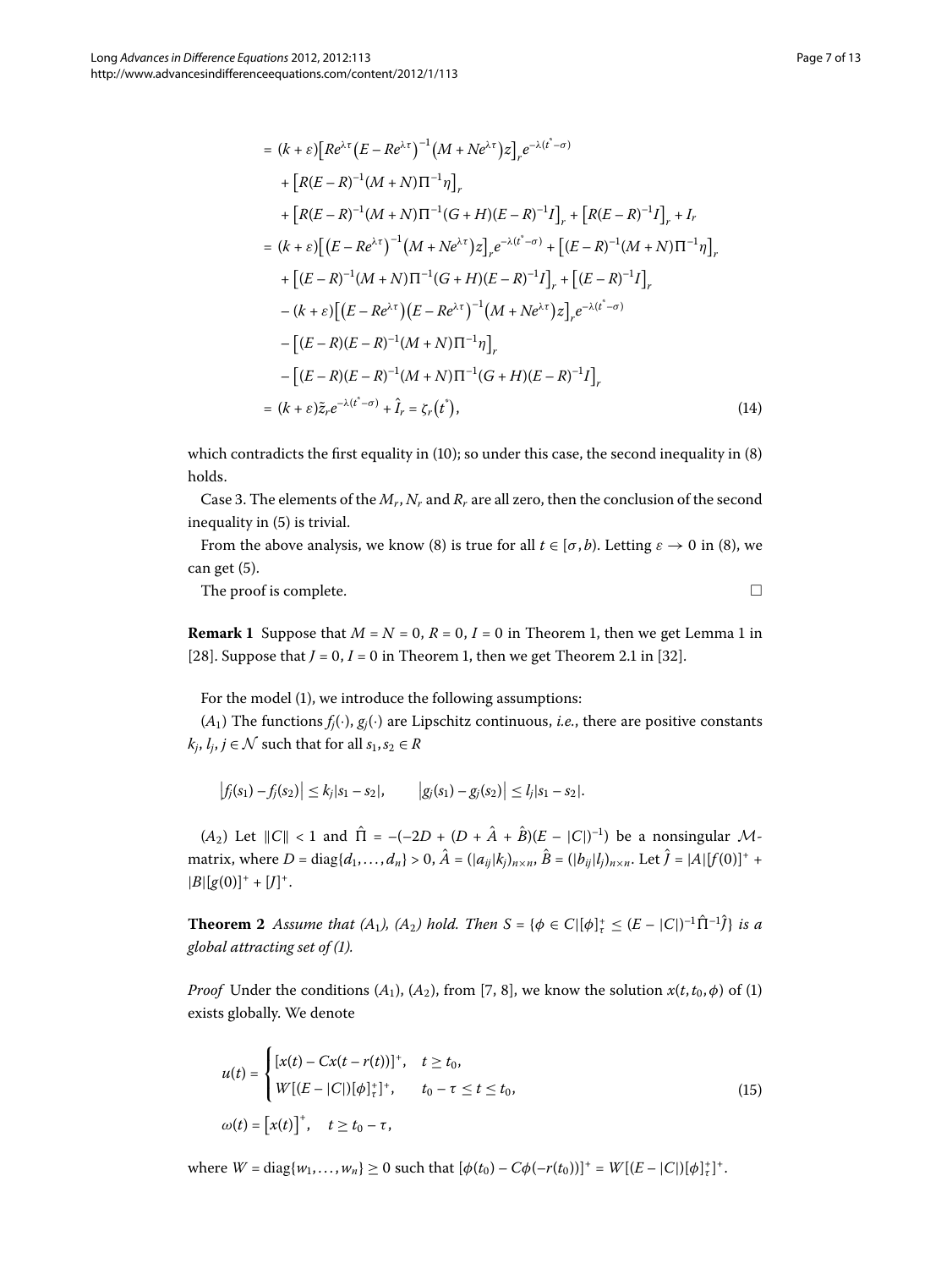$$
\begin{aligned}
&= (k+\varepsilon)\left[Re^{\lambda\tau}\left(E-Re^{\lambda\tau}\right)^{-1}\left(M+Ne^{\lambda\tau}\right)z\right]_r e^{-\lambda(t^*-\sigma)} \\
&\quad + \left[R(E-R)^{-1}(M+N)\Pi^{-1}\eta\right]_r \\
&\quad + \left[R(E-R)^{-1}(M+N)\Pi^{-1}(G+H)(E-R)^{-1}I\right]_r + \left[R(E-R)^{-1}I\right]_r + I_r \\
&= (k+\varepsilon)\left[\left(E-Re^{\lambda\tau}\right)^{-1}\left(M+Ne^{\lambda\tau}\right)z\right]_r e^{-\lambda(t^*-\sigma)} + \left[(E-R)^{-1}(M+N)\Pi^{-1}\eta\right]_r \\
&\quad + \left[(E-R)^{-1}(M+N)\Pi^{-1}(G+H)(E-R)^{-1}I\right]_r + \left[(E-R)^{-1}I\right]_r \\
&\quad - (k+\varepsilon)\left[\left(E-Re^{\lambda\tau}\right)\left(E-Re^{\lambda\tau}\right)^{-1}\left(M+Ne^{\lambda\tau}\right)z\right]_r e^{-\lambda(t^*-\sigma)} \\
&\quad - \left[(E-R)(E-R)^{-1}(M+N)\Pi^{-1}\eta\right]_r \\
&\quad - \left[(E-R)(E-R)^{-1}(M+N)\Pi^{-1}(G+H)(E-R)^{-1}I\right]_r \\
&= (k+\varepsilon)\tilde{z}_r e^{-\lambda(t^*-\sigma)} + \hat{I}_r = \zeta_r\left(t^*\right),
\end{aligned}
\tag{14}
$$

which contradicts the first equality in (10); so under this case, the second inequality in (8) holds.

Case 3. The elements of the $M_r$, $N_r$ and $R_r$ are all zero, then the conclusion of the second inequality in (5) is trivial.

From the above analysis, we know (8) is true for all $t \in [\sigma, b)$. Letting $\varepsilon \to 0$ in (8), we can get (5).

The proof is complete. □

**Remark 1** Suppose that $M = N = 0$, $R = 0$, $I = 0$ in Theorem 1, then we get Lemma 1 in [28]. Suppose that $J = 0$, $I = 0$ in Theorem 1, then we get Theorem 2.1 in [32].

For the model (1), we introduce the following assumptions:

$(A_1)$ The functions $f_j(\cdot)$, $g_j(\cdot)$ are Lipschitz continuous, *i.e.*, there are positive constants $k_j$, $l_j$, $j \in \mathcal{N}$ such that for all $s_1, s_2 \in R$

$$
\left|f_j(s_1) - f_j(s_2)\right| \le k_j|s_1 - s_2|, \qquad \left|g_j(s_1) - g_j(s_2)\right| \le l_j|s_1 - s_2|.
$$

$(A_2)$ Let $\|C\| < 1$ and $\hat{\Pi} = -(-2D + (D + \hat{A} + \hat{B})(E - |C|)^{-1})$ be a nonsingular $\mathcal{M}$-matrix, where $D = \operatorname{diag}\{d_1, \ldots, d_n\} > 0$, $\hat{A} = (|a_{ij}|k_j)_{n\times n}$, $\hat{B} = (|b_{ij}|l_j)_{n\times n}$. Let $\hat{J} = |A|[f(0)]^+ + |B|[g(0)]^+ + [J]^+$.

**Theorem 2** *Assume that $(A_1)$, $(A_2)$ hold. Then $S = \{\phi \in C | [\phi]_\tau^+ \le (E - |C|)^{-1}\hat{\Pi}^{-1}\hat{J}\}$ is a global attracting set of (1).*

*Proof* Under the conditions $(A_1)$, $(A_2)$, from [7, 8], we know the solution $x(t, t_0, \phi)$ of (1) exists globally. We denote

$$
\begin{aligned}
&u(t) = \begin{cases} [x(t) - Cx(t - r(t))]^+, & t \ge t_0, \\ W[(E - |C|)[\phi]_\tau^+]^+, & t_0 - \tau \le t \le t_0, \end{cases} \\
&\omega(t) = \left[x(t)\right]^+, \quad t \ge t_0 - \tau,
\end{aligned}
\tag{15}
$$

where $W = \operatorname{diag}\{w_1, \ldots, w_n\} \ge 0$ such that $[\phi(t_0) - C\phi(-r(t_0))]^+ = W[(E - |C|)[\phi]_\tau^+]^+$.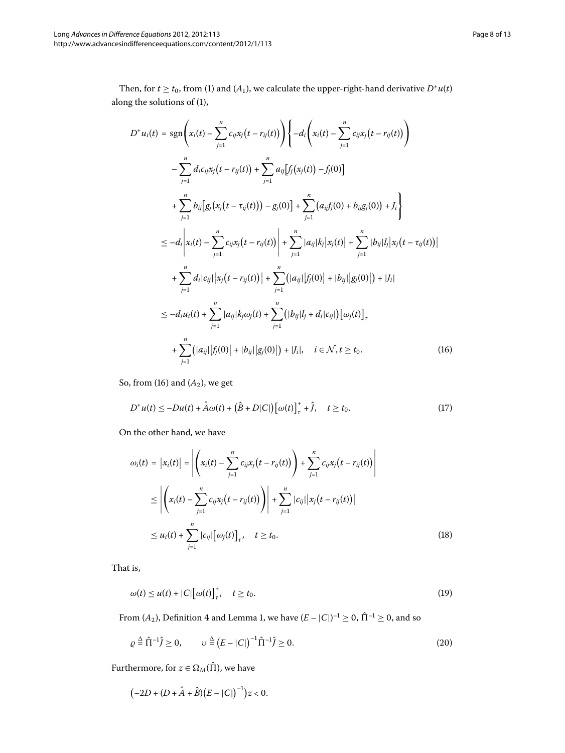Then, for $t \geq t_0$, from (1) and $(A_1)$, we calculate the upper-right-hand derivative $D^+u(t)$ along the solutions of (1),

$$
\begin{aligned}
D^+u_i(t) &= \operatorname{sgn}\left(x_i(t) - \sum_{j=1}^n c_{ij}x_j\big(t - r_{ij}(t)\big)\right)\left\{-d_i\left(x_i(t) - \sum_{j=1}^n c_{ij}x_j\big(t - r_{ij}(t)\big)\right)\right. \\
&\quad - \sum_{j=1}^n d_i c_{ij} x_j\big(t - r_{ij}(t)\big) + \sum_{j=1}^n a_{ij}\big[f_j\big(x_j(t)\big) - f_j(0)\big] \\
&\quad \left. + \sum_{j=1}^n b_{ij}\big[g_j\big(x_j\big(t - \tau_{ij}(t)\big)\big) - g_j(0)\big] + \sum_{j=1}^n \big(a_{ij}f_j(0) + b_{ij}g_j(0)\big) + J_i\right\} \\
&\leq -d_i\left|x_i(t) - \sum_{j=1}^n c_{ij}x_j\big(t - r_{ij}(t)\big)\right| + \sum_{j=1}^n |a_{ij}|k_j\big|x_j(t)\big| + \sum_{j=1}^n |b_{ij}|l_j\big|x_j\big(t - \tau_{ij}(t)\big)\big| \\
&\quad + \sum_{j=1}^n d_i|c_{ij}|\big|x_j\big(t - r_{ij}(t)\big)\big| + \sum_{j=1}^n \big(|a_{ij}|\big|f_j(0)\big| + |b_{ij}|\big|g_j(0)\big|\big) + |J_i| \\
&\leq -d_i u_i(t) + \sum_{j=1}^n |a_{ij}|k_j\omega_j(t) + \sum_{j=1}^n \big(|b_{ij}|l_j + d_i|c_{ij}|\big)\big[\omega_j(t)\big]_\tau \\
&\quad + \sum_{j=1}^n \big(|a_{ij}|\big|f_j(0)\big| + |b_{ij}|\big|g_j(0)\big|\big) + |J_i|, \quad i \in \mathcal{N}, t \geq t_0.
\end{aligned} \tag{16}
$$

So, from (16) and $(A_2)$, we get

$$
D^+u(t) \leq -Du(t) + \hat{A}\omega(t) + \big(\hat{B} + D|C|\big)\big[\omega(t)\big]_\tau^+ + \hat{J}, \quad t \geq t_0. \tag{17}
$$

On the other hand, we have

$$
\begin{aligned}
\omega_i(t) &= \big|x_i(t)\big| = \left|\left(x_i(t) - \sum_{j=1}^n c_{ij}x_j\big(t - r_{ij}(t)\big)\right) + \sum_{j=1}^n c_{ij}x_j\big(t - r_{ij}(t)\big)\right| \\
&\leq \left|\left(x_i(t) - \sum_{j=1}^n c_{ij}x_j\big(t - r_{ij}(t)\big)\right)\right| + \sum_{j=1}^n |c_{ij}|\big|x_j\big(t - r_{ij}(t)\big)\big| \\
&\leq u_i(t) + \sum_{j=1}^n |c_{ij}|\big[\omega_j(t)\big]_\tau, \quad t \geq t_0.
\end{aligned} \tag{18}
$$

That is,

$$
\omega(t) \leq u(t) + |C|\big[\omega(t)\big]_\tau^+, \quad t \geq t_0. \tag{19}
$$

From $(A_2)$, Definition 4 and Lemma 1, we have $(E - |C|)^{-1} \geq 0$, $\hat{\Pi}^{-1} \geq 0$, and so

$$
\varrho \stackrel{\Delta}{=} \hat{\Pi}^{-1}\hat{J} \geq 0, \qquad \upsilon \stackrel{\Delta}{=} \big(E - |C|\big)^{-1}\hat{\Pi}^{-1}\hat{J} \geq 0. \tag{20}
$$

Furthermore, for $z \in \Omega_M(\hat{\Pi})$, we have

$$
\big(-2D + (D + \hat{A} + \hat{B})\big(E - |C|\big)^{-1}\big)z < 0.
$$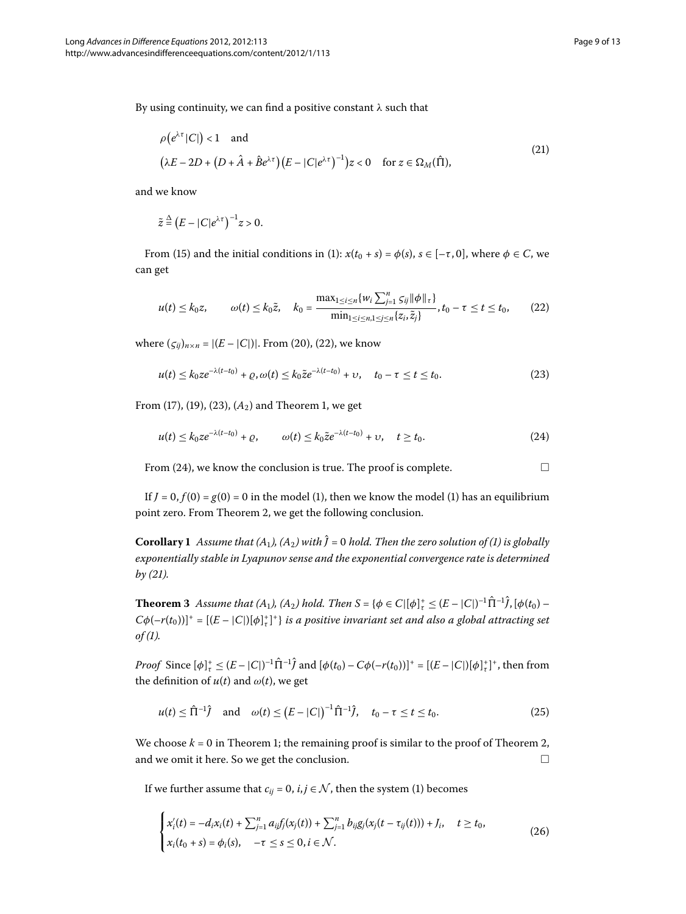By using continuity, we can find a positive constant $\lambda$ such that

$$
\begin{aligned}
&\rho\left(e^{\lambda\tau}|C|\right) < 1 \quad \text{and} \\
&\left(\lambda E - 2D + \left(D + \hat{A} + \hat{B}e^{\lambda\tau}\right)\left(E - |C|e^{\lambda\tau}\right)^{-1}\right)z < 0 \quad \text{for } z \in \Omega_M(\hat{\Pi}),
\end{aligned}
\tag{21}
$$

and we know

$$
\tilde{z} \overset{\Delta}{=} \left(E - |C|e^{\lambda\tau}\right)^{-1} z > 0.
$$

From (15) and the initial conditions in (1): $x(t_0 + s) = \phi(s)$, $s \in [-\tau, 0]$, where $\phi \in C$, we can get

$$
u(t) \leq k_0 z, \qquad \omega(t) \leq k_0 \tilde{z}, \quad k_0 = \frac{\max_{1\leq i\leq n}\{w_i \sum_{j=1}^n \varsigma_{ij}\|\phi\|_\tau\}}{\min_{1\leq i\leq n, 1\leq j\leq n}\{z_i, \tilde{z}_j\}}, t_0 - \tau \leq t \leq t_0,
\tag{22}
$$

where $(\varsigma_{ij})_{n\times n} = |(E - |C|)|$. From (20), (22), we know

$$
u(t) \leq k_0 z e^{-\lambda(t-t_0)} + \varrho, \omega(t) \leq k_0 \tilde{z} e^{-\lambda(t-t_0)} + \upsilon, \quad t_0 - \tau \leq t \leq t_0.
\tag{23}
$$

From (17), (19), (23), $(A_2)$ and Theorem 1, we get

$$
u(t) \leq k_0 z e^{-\lambda(t-t_0)} + \varrho, \qquad \omega(t) \leq k_0 \tilde{z} e^{-\lambda(t-t_0)} + \upsilon, \quad t \geq t_0.
\tag{24}
$$

From (24), we know the conclusion is true. The proof is complete. □

If $J = 0, f(0) = g(0) = 0$ in the model (1), then we know the model (1) has an equilibrium point zero. From Theorem 2, we get the following conclusion.

**Corollary 1** *Assume that $(A_1)$, $(A_2)$ with $\hat{J} = 0$ hold. Then the zero solution of (1) is globally exponentially stable in Lyapunov sense and the exponential convergence rate is determined by (21).*

**Theorem 3** *Assume that $(A_1)$, $(A_2)$ hold. Then $S = \{\phi \in C|[\phi]_\tau^+ \leq (E - |C|)^{-1}\hat{\Pi}^{-1}\hat{J}, [\phi(t_0) - C\phi(-r(t_0))]^+ = [(E - |C|)[\phi]_\tau^+]^+\}$ is a positive invariant set and also a global attracting set of (1).*

*Proof* Since $[\phi]_\tau^+ \leq (E - |C|)^{-1}\hat{\Pi}^{-1}\hat{J}$ and $[\phi(t_0) - C\phi(-r(t_0))]^+ = [(E - |C|)[\phi]_\tau^+]^+$, then from the definition of $u(t)$ and $\omega(t)$, we get

$$
u(t) \leq \hat{\Pi}^{-1}\hat{J} \quad \text{and} \quad \omega(t) \leq \left(E - |C|\right)^{-1}\hat{\Pi}^{-1}\hat{J}, \quad t_0 - \tau \leq t \leq t_0.
\tag{25}
$$

We choose $k = 0$ in Theorem 1; the remaining proof is similar to the proof of Theorem 2, and we omit it here. So we get the conclusion. □

If we further assume that $c_{ij} = 0$, $i, j \in \mathcal{N}$, then the system (1) becomes

$$
\begin{cases}
x_i'(t) = -d_i x_i(t) + \sum_{j=1}^n a_{ij} f_j(x_j(t)) + \sum_{j=1}^n b_{ij} g_j(x_j(t - \tau_{ij}(t))) + J_i, \quad t \geq t_0, \\
x_i(t_0 + s) = \phi_i(s), \quad -\tau \leq s \leq 0, i \in \mathcal{N}.
\end{cases}
\tag{26}
$$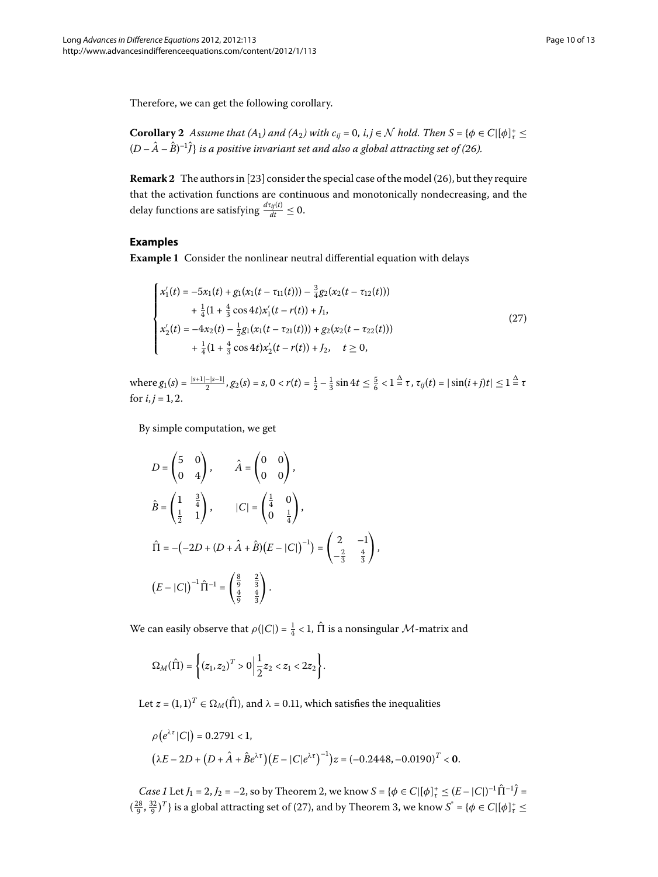Therefore, we can get the following corollary.

**Corollary 2** *Assume that* $(A_1)$ *and* $(A_2)$ *with* $c_{ij} = 0$, $i,j \in \mathcal{N}$ *hold. Then* $S = \{\phi \in C | [\phi]_\tau^+ \le (D - \hat{A} - \hat{B})^{-1}\hat{J}\}$ *is a positive invariant set and also a global attracting set of (26).*

**Remark 2** The authors in [23] consider the special case of the model (26), but they require that the activation functions are continuous and monotonically nondecreasing, and the delay functions are satisfying $\frac{d\tau_{ij}(t)}{dt} \le 0$.

## Examples

**Example 1** Consider the nonlinear neutral differential equation with delays

$$
\begin{cases}
x_1'(t) = -5x_1(t) + g_1(x_1(t - \tau_{11}(t))) - \frac{3}{4}g_2(x_2(t - \tau_{12}(t))) \\
\qquad + \frac{1}{4}(1 + \frac{4}{3}\cos 4t)x_1'(t - r(t)) + J_1, \\
x_2'(t) = -4x_2(t) - \frac{1}{2}g_1(x_1(t - \tau_{21}(t))) + g_2(x_2(t - \tau_{22}(t))) \\
\qquad + \frac{1}{4}(1 + \frac{4}{3}\cos 4t)x_2'(t - r(t)) + J_2, \quad t \ge 0,
\end{cases}
\tag{27}
$$

where $g_1(s) = \frac{|s+1| - |s-1|}{2}$, $g_2(s) = s$, $0 < r(t) = \frac{1}{2} - \frac{1}{3}\sin 4t \le \frac{5}{6} < 1 \triangleq \tau$, $\tau_{ij}(t) = |\sin(i+j)t| \le 1 \triangleq \tau$ for $i,j = 1,2$.

By simple computation, we get

$$
D = \begin{pmatrix} 5 & 0 \\ 0 & 4 \end{pmatrix}, \qquad \hat{A} = \begin{pmatrix} 0 & 0 \\ 0 & 0 \end{pmatrix},
$$

$$
\hat{B} = \begin{pmatrix} 1 & \frac{3}{4} \\ \frac{1}{2} & 1 \end{pmatrix}, \qquad |C| = \begin{pmatrix} \frac{1}{4} & 0 \\ 0 & \frac{1}{4} \end{pmatrix},
$$

$$
\hat{\Pi} = -\big(-2D + (D + \hat{A} + \hat{B})\big(E - |C|\big)^{-1}\big) = \begin{pmatrix} 2 & -1 \\ -\frac{2}{3} & \frac{4}{3} \end{pmatrix},
$$

$$
\big(E - |C|\big)^{-1}\hat{\Pi}^{-1} = \begin{pmatrix} \frac{8}{9} & \frac{2}{3} \\ \frac{4}{9} & \frac{4}{3} \end{pmatrix}.
$$

We can easily observe that $\rho(|C|) = \frac{1}{4} < 1$, $\hat{\Pi}$ is a nonsingular $\mathcal{M}$-matrix and

$$
\Omega_M(\hat{\Pi}) = \left\{ (z_1, z_2)^T > 0 \,\Big|\, \frac{1}{2}z_2 < z_1 < 2z_2 \right\}.
$$

Let $z = (1,1)^T \in \Omega_M(\hat{\Pi})$, and $\lambda = 0.11$, which satisfies the inequalities

$$
\rho\big(e^{\lambda\tau}|C|\big) = 0.2791 < 1,
$$

$$
\big(\lambda E - 2D + \big(D + \hat{A} + \hat{B}e^{\lambda\tau}\big)\big(E - |C|e^{\lambda\tau}\big)^{-1}\big)z = (-0.2448, -0.0190)^T < \mathbf{0}.
$$

*Case 1* Let $J_1 = 2$, $J_2 = -2$, so by Theorem 2, we know $S = \{\phi \in C | [\phi]_\tau^+ \le (E - |C|)^{-1}\hat{\Pi}^{-1}\hat{J} = (\frac{28}{9}, \frac{32}{9})^T\}$ is a global attracting set of (27), and by Theorem 3, we know $S^* = \{\phi \in C | [\phi]_\tau^+ \le$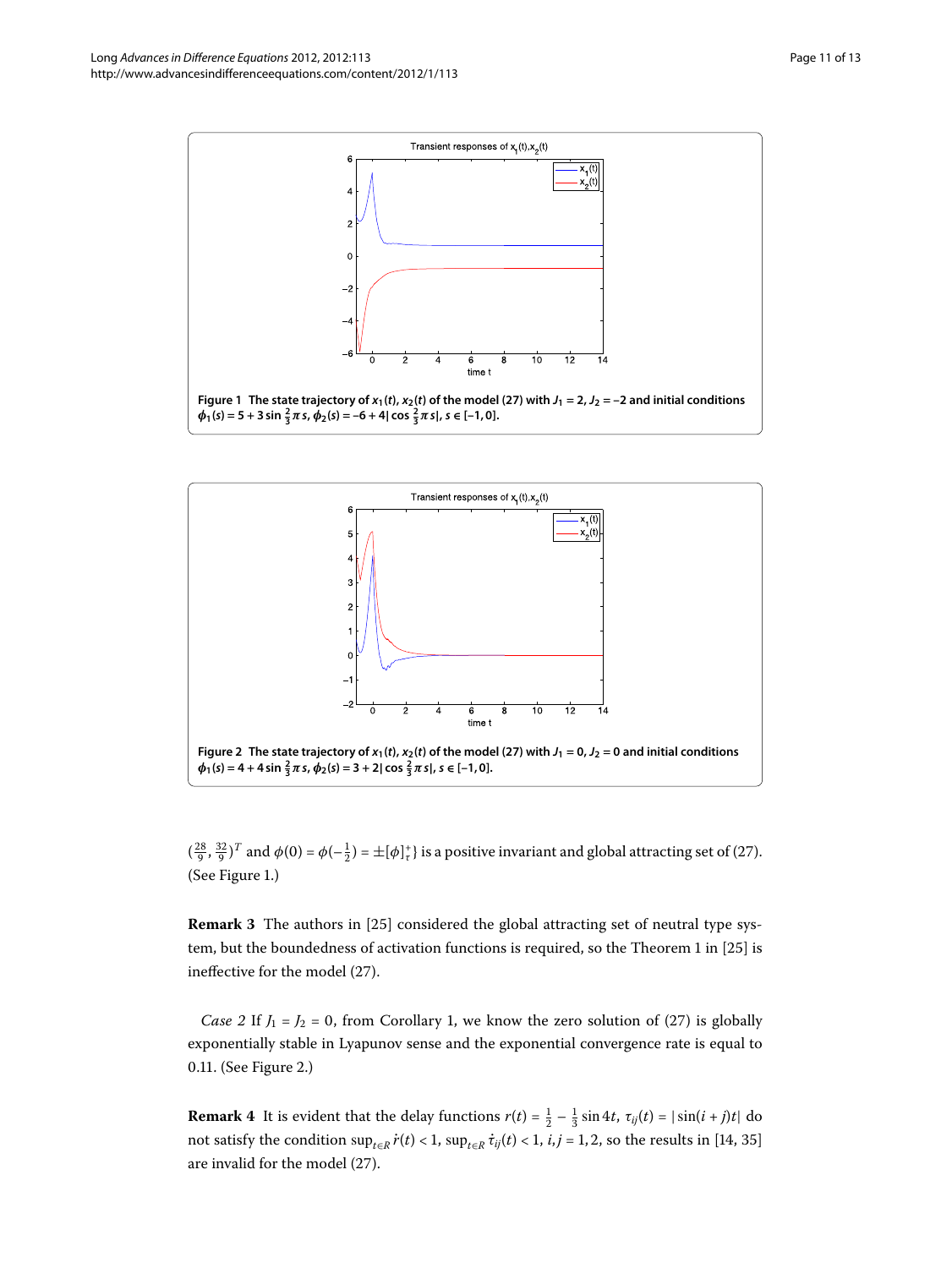Figure 1 The state trajectory of $x_1(t)$, $x_2(t)$ of the model (27) with $J_1 = 2$, $J_2 = -2$ and initial conditions $\phi_1(s) = 5 + 3\sin\frac{2}{3}\pi s$, $\phi_2(s) = -6 + 4|\cos\frac{2}{3}\pi s|$, $s \in [-1, 0]$.

Figure 2 The state trajectory of $x_1(t)$, $x_2(t)$ of the model (27) with $J_1 = 0$, $J_2 = 0$ and initial conditions $\phi_1(s) = 4 + 4\sin\frac{2}{3}\pi s$, $\phi_2(s) = 3 + 2|\cos\frac{2}{3}\pi s|$, $s \in [-1, 0]$.

$(\frac{28}{9}, \frac{32}{9})^T$ and $\phi(0) = \phi(-\frac{1}{2}) = \pm[\phi]_\tau^+\}$ is a positive invariant and global attracting set of (27). (See Figure 1.)

**Remark 3** The authors in [25] considered the global attracting set of neutral type system, but the boundedness of activation functions is required, so the Theorem 1 in [25] is ineffective for the model (27).

*Case 2* If $J_1 = J_2 = 0$, from Corollary 1, we know the zero solution of (27) is globally exponentially stable in Lyapunov sense and the exponential convergence rate is equal to 0.11. (See Figure 2.)

**Remark 4** It is evident that the delay functions $r(t) = \frac{1}{2} - \frac{1}{3}\sin 4t$, $\tau_{ij}(t) = |\sin(i+j)t|$ do not satisfy the condition $\sup_{t\in R}\dot{r}(t) < 1$, $\sup_{t\in R}\dot{\tau}_{ij}(t) < 1$, $i, j = 1, 2$, so the results in [14, 35] are invalid for the model (27).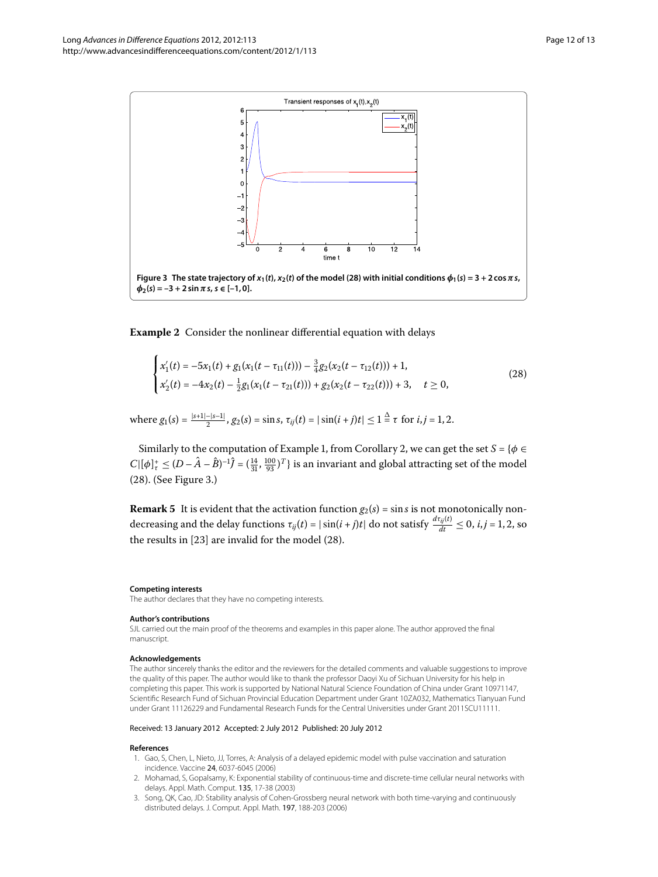**Figure 3 The state trajectory of $x_1(t)$, $x_2(t)$ of the model (28) with initial conditions $\phi_1(s) = 3 + 2\cos\pi s$, $\phi_2(s) = -3 + 2\sin\pi s$, $s \in [-1, 0]$.**

**Example 2** Consider the nonlinear differential equation with delays

$$\begin{cases} x_1'(t) = -5x_1(t) + g_1(x_1(t - \tau_{11}(t))) - \frac{3}{4}g_2(x_2(t - \tau_{12}(t))) + 1, \\ x_2'(t) = -4x_2(t) - \frac{1}{2}g_1(x_1(t - \tau_{21}(t))) + g_2(x_2(t - \tau_{22}(t))) + 3, \quad t \geq 0, \end{cases} \tag{28}$$

where $g_1(s) = \frac{|s+1|-|s-1|}{2}$, $g_2(s) = \sin s$, $\tau_{ij}(t) = |\sin(i+j)t| \leq 1 \stackrel{\Delta}{=} \tau$ for $i, j = 1, 2$.

Similarly to the computation of Example 1, from Corollary 2, we can get the set $S = \{\phi \in C | [\phi]_\tau^+ \leq (D - \hat{A} - \hat{B})^{-1}\hat{J} = (\frac{14}{31}, \frac{100}{93})^T\}$ is an invariant and global attracting set of the model (28). (See Figure 3.)

**Remark 5** It is evident that the activation function $g_2(s) = \sin s$ is not monotonically nondecreasing and the delay functions $\tau_{ij}(t) = |\sin(i+j)t|$ do not satisfy $\frac{d\tau_{ij}(t)}{dt} \leq 0$, $i, j = 1, 2$, so the results in [23] are invalid for the model (28).

#### Competing interests

The author declares that they have no competing interests.

#### Author's contributions

SJL carried out the main proof of the theorems and examples in this paper alone. The author approved the final manuscript.

#### Acknowledgements

The author sincerely thanks the editor and the reviewers for the detailed comments and valuable suggestions to improve the quality of this paper. The author would like to thank the professor Daoyi Xu of Sichuan University for his help in completing this paper. This work is supported by National Natural Science Foundation of China under Grant 10971147, Scientific Research Fund of Sichuan Provincial Education Department under Grant 10ZA032, Mathematics Tianyuan Fund under Grant 11126229 and Fundamental Research Funds for the Central Universities under Grant 2011SCU11111.

Received: 13 January 2012 Accepted: 2 July 2012 Published: 20 July 2012

#### References

1. Gao, S, Chen, L, Nieto, JJ, Torres, A: Analysis of a delayed epidemic model with pulse vaccination and saturation incidence. Vaccine **24**, 6037-6045 (2006)
2. Mohamad, S, Gopalsamy, K: Exponential stability of continuous-time and discrete-time cellular neural networks with delays. Appl. Math. Comput. **135**, 17-38 (2003)
3. Song, QK, Cao, JD: Stability analysis of Cohen-Grossberg neural network with both time-varying and continuously distributed delays. J. Comput. Appl. Math. **197**, 188-203 (2006)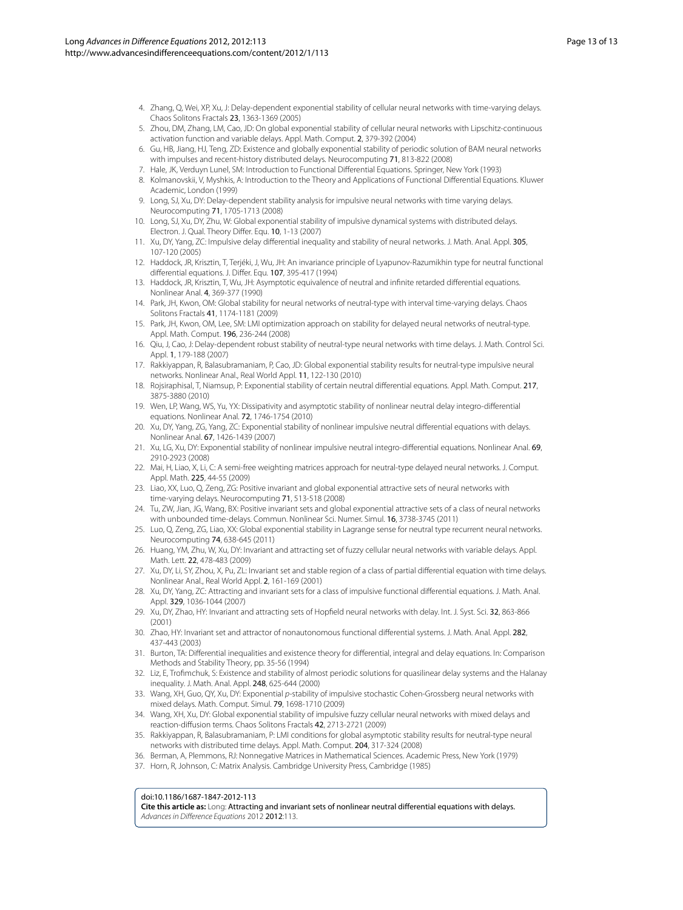4. Zhang, Q, Wei, XP, Xu, J: Delay-dependent exponential stability of cellular neural networks with time-varying delays. Chaos Solitons Fractals **23**, 1363-1369 (2005)
5. Zhou, DM, Zhang, LM, Cao, JD: On global exponential stability of cellular neural networks with Lipschitz-continuous activation function and variable delays. Appl. Math. Comput. **2**, 379-392 (2004)
6. Gu, HB, Jiang, HJ, Teng, ZD: Existence and globally exponential stability of periodic solution of BAM neural networks with impulses and recent-history distributed delays. Neurocomputing **71**, 813-822 (2008)
7. Hale, JK, Verduyn Lunel, SM: Introduction to Functional Differential Equations. Springer, New York (1993)
8. Kolmanovskii, V, Myshkis, A: Introduction to the Theory and Applications of Functional Differential Equations. Kluwer Academic, London (1999)
9. Long, SJ, Xu, DY: Delay-dependent stability analysis for impulsive neural networks with time varying delays. Neurocomputing **71**, 1705-1713 (2008)
10. Long, SJ, Xu, DY, Zhu, W: Global exponential stability of impulsive dynamical systems with distributed delays. Electron. J. Qual. Theory Differ. Equ. **10**, 1-13 (2007)
11. Xu, DY, Yang, ZC: Impulsive delay differential inequality and stability of neural networks. J. Math. Anal. Appl. **305**, 107-120 (2005)
12. Haddock, JR, Krisztin, T, Terjéki, J, Wu, JH: An invariance principle of Lyapunov-Razumikhin type for neutral functional differential equations. J. Differ. Equ. **107**, 395-417 (1994)
13. Haddock, JR, Krisztin, T, Wu, JH: Asymptotic equivalence of neutral and infinite retarded differential equations. Nonlinear Anal. **4**, 369-377 (1990)
14. Park, JH, Kwon, OM: Global stability for neural networks of neutral-type with interval time-varying delays. Chaos Solitons Fractals **41**, 1174-1181 (2009)
15. Park, JH, Kwon, OM, Lee, SM: LMI optimization approach on stability for delayed neural networks of neutral-type. Appl. Math. Comput. **196**, 236-244 (2008)
16. Qiu, J, Cao, J: Delay-dependent robust stability of neutral-type neural networks with time delays. J. Math. Control Sci. Appl. **1**, 179-188 (2007)
17. Rakkiyappan, R, Balasubramaniam, P, Cao, JD: Global exponential stability results for neutral-type impulsive neural networks. Nonlinear Anal., Real World Appl. **11**, 122-130 (2010)
18. Rojsiraphisal, T, Niamsup, P: Exponential stability of certain neutral differential equations. Appl. Math. Comput. **217**, 3875-3880 (2010)
19. Wen, LP, Wang, WS, Yu, YX: Dissipativity and asymptotic stability of nonlinear neutral delay integro-differential equations. Nonlinear Anal. **72**, 1746-1754 (2010)
20. Xu, DY, Yang, ZG, Yang, ZC: Exponential stability of nonlinear impulsive neutral differential equations with delays. Nonlinear Anal. **67**, 1426-1439 (2007)
21. Xu, LG, Xu, DY: Exponential stability of nonlinear impulsive neutral integro-differential equations. Nonlinear Anal. **69**, 2910-2923 (2008)
22. Mai, H, Liao, X, Li, C: A semi-free weighting matrices approach for neutral-type delayed neural networks. J. Comput. Appl. Math. **225**, 44-55 (2009)
23. Liao, XX, Luo, Q, Zeng, ZG: Positive invariant and global exponential attractive sets of neural networks with time-varying delays. Neurocomputing **71**, 513-518 (2008)
24. Tu, ZW, Jian, JG, Wang, BX: Positive invariant sets and global exponential attractive sets of a class of neural networks with unbounded time-delays. Commun. Nonlinear Sci. Numer. Simul. **16**, 3738-3745 (2011)
25. Luo, Q, Zeng, ZG, Liao, XX: Global exponential stability in Lagrange sense for neutral type recurrent neural networks. Neurocomputing **74**, 638-645 (2011)
26. Huang, YM, Zhu, W, Xu, DY: Invariant and attracting set of fuzzy cellular neural networks with variable delays. Appl. Math. Lett. **22**, 478-483 (2009)
27. Xu, DY, Li, SY, Zhou, X, Pu, ZL: Invariant set and stable region of a class of partial differential equation with time delays. Nonlinear Anal., Real World Appl. **2**, 161-169 (2001)
28. Xu, DY, Yang, ZC: Attracting and invariant sets for a class of impulsive functional differential equations. J. Math. Anal. Appl. **329**, 1036-1044 (2007)
29. Xu, DY, Zhao, HY: Invariant and attracting sets of Hopfield neural networks with delay. Int. J. Syst. Sci. **32**, 863-866 (2001)
30. Zhao, HY: Invariant set and attractor of nonautonomous functional differential systems. J. Math. Anal. Appl. **282**, 437-443 (2003)
31. Burton, TA: Differential inequalities and existence theory for differential, integral and delay equations. In: Comparison Methods and Stability Theory, pp. 35-56 (1994)
32. Liz, E, Trofimchuk, S: Existence and stability of almost periodic solutions for quasilinear delay systems and the Halanay inequality. J. Math. Anal. Appl. **248**, 625-644 (2000)
33. Wang, XH, Guo, QY, Xu, DY: Exponential *p*-stability of impulsive stochastic Cohen-Grossberg neural networks with mixed delays. Math. Comput. Simul. **79**, 1698-1710 (2009)
34. Wang, XH, Xu, DY: Global exponential stability of impulsive fuzzy cellular neural networks with mixed delays and reaction-diffusion terms. Chaos Solitons Fractals **42**, 2713-2721 (2009)
35. Rakkiyappan, R, Balasubramaniam, P: LMI conditions for global asymptotic stability results for neutral-type neural networks with distributed time delays. Appl. Math. Comput. **204**, 317-324 (2008)
36. Berman, A, Plemmons, RJ: Nonnegative Matrices in Mathematical Sciences. Academic Press, New York (1979)
37. Horn, R, Johnson, C: Matrix Analysis. Cambridge University Press, Cambridge (1985)

doi:10.1186/1687-1847-2012-113
**Cite this article as:** Long: Attracting and invariant sets of nonlinear neutral differential equations with delays. *Advances in Difference Equations* 2012 **2012**:113.